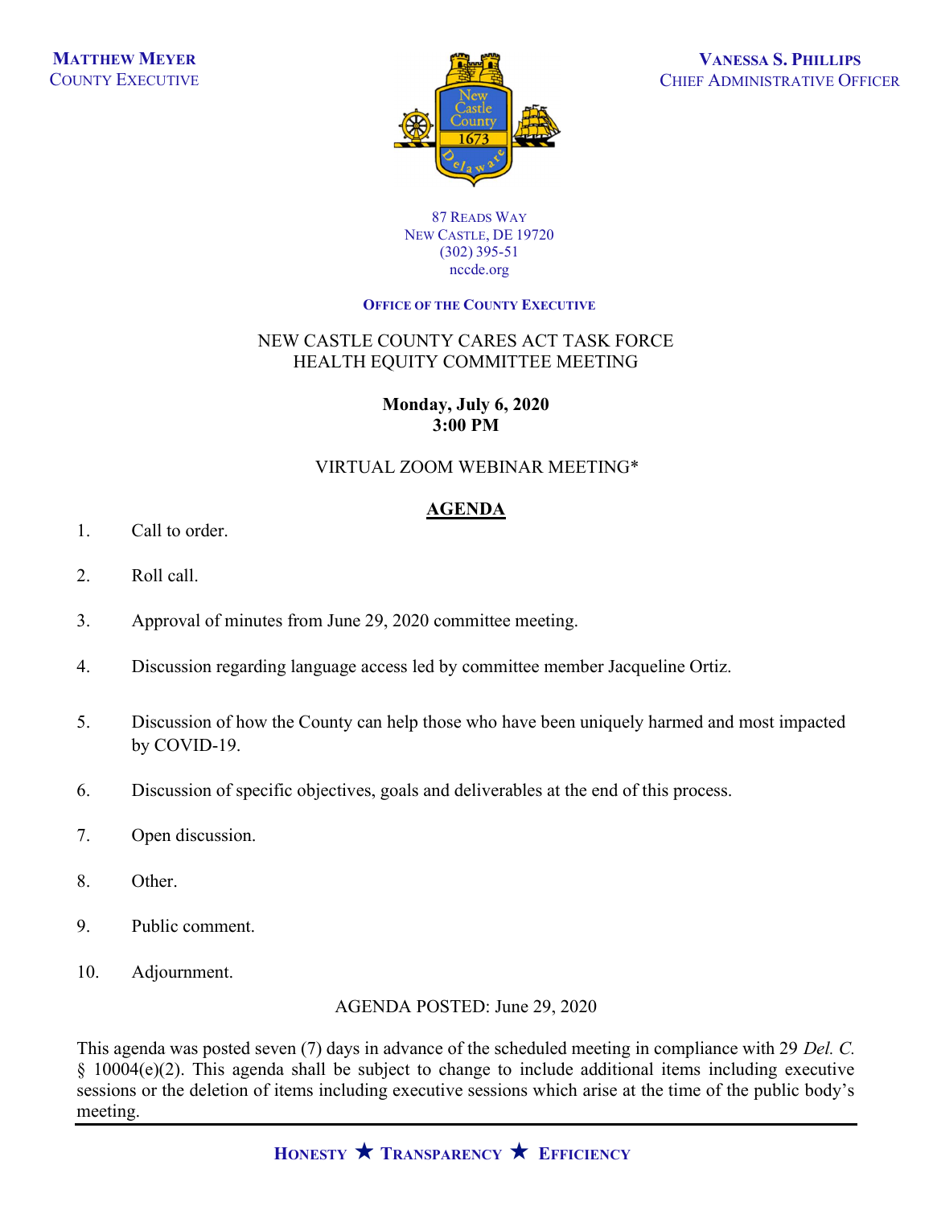**MATTHEW MEYER**
COUNTY EXECUTIVE

**VANESSA S. PHILLIPS**
CHIEF ADMINISTRATIVE OFFICER

87 READS WAY
NEW CASTLE, DE 19720
(302) 395-51
nccde.org

**OFFICE OF THE COUNTY EXECUTIVE**

# NEW CASTLE COUNTY CARES ACT TASK FORCE
# HEALTH EQUITY COMMITTEE MEETING

**Monday, July 6, 2020**
**3:00 PM**

VIRTUAL ZOOM WEBINAR MEETING*

## AGENDA

1. Call to order.

2. Roll call.

3. Approval of minutes from June 29, 2020 committee meeting.

4. Discussion regarding language access led by committee member Jacqueline Ortiz.

5. Discussion of how the County can help those who have been uniquely harmed and most impacted by COVID-19.

6. Discussion of specific objectives, goals and deliverables at the end of this process.

7. Open discussion.

8. Other.

9. Public comment.

10. Adjournment.

AGENDA POSTED: June 29, 2020

This agenda was posted seven (7) days in advance of the scheduled meeting in compliance with 29 *Del. C.* § 10004(e)(2). This agenda shall be subject to change to include additional items including executive sessions or the deletion of items including executive sessions which arise at the time of the public body's meeting.

**HONESTY ★ TRANSPARENCY ★ EFFICIENCY**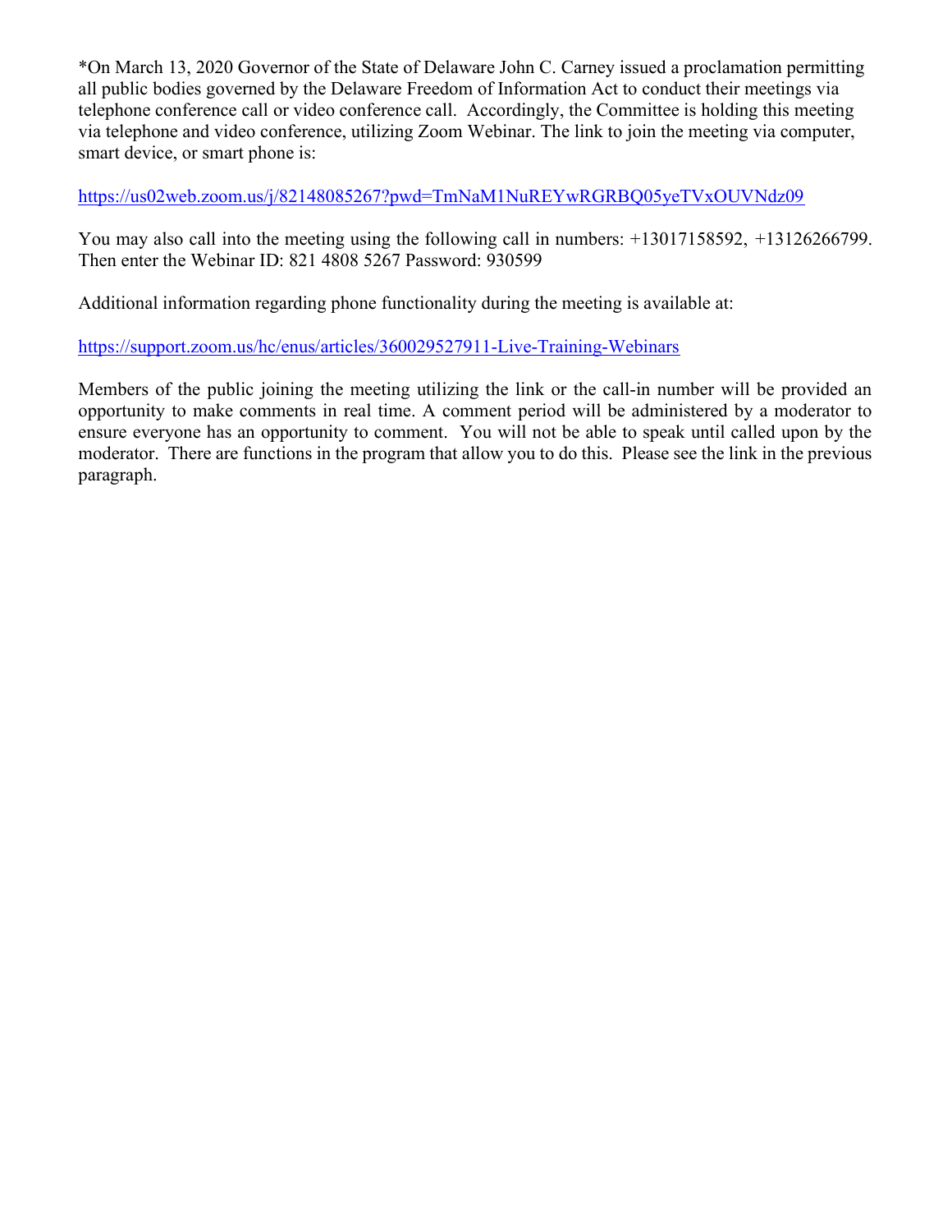*On March 13, 2020 Governor of the State of Delaware John C. Carney issued a proclamation permitting all public bodies governed by the Delaware Freedom of Information Act to conduct their meetings via telephone conference call or video conference call. Accordingly, the Committee is holding this meeting via telephone and video conference, utilizing Zoom Webinar. The link to join the meeting via computer, smart device, or smart phone is:

https://us02web.zoom.us/j/82148085267?pwd=TmNaM1NuREYwRGRBQ05yeTVxOUVNdz09

You may also call into the meeting using the following call in numbers: +13017158592, +13126266799. Then enter the Webinar ID: 821 4808 5267 Password: 930599

Additional information regarding phone functionality during the meeting is available at:

https://support.zoom.us/hc/enus/articles/360029527911-Live-Training-Webinars

Members of the public joining the meeting utilizing the link or the call-in number will be provided an opportunity to make comments in real time. A comment period will be administered by a moderator to ensure everyone has an opportunity to comment. You will not be able to speak until called upon by the moderator. There are functions in the program that allow you to do this. Please see the link in the previous paragraph.